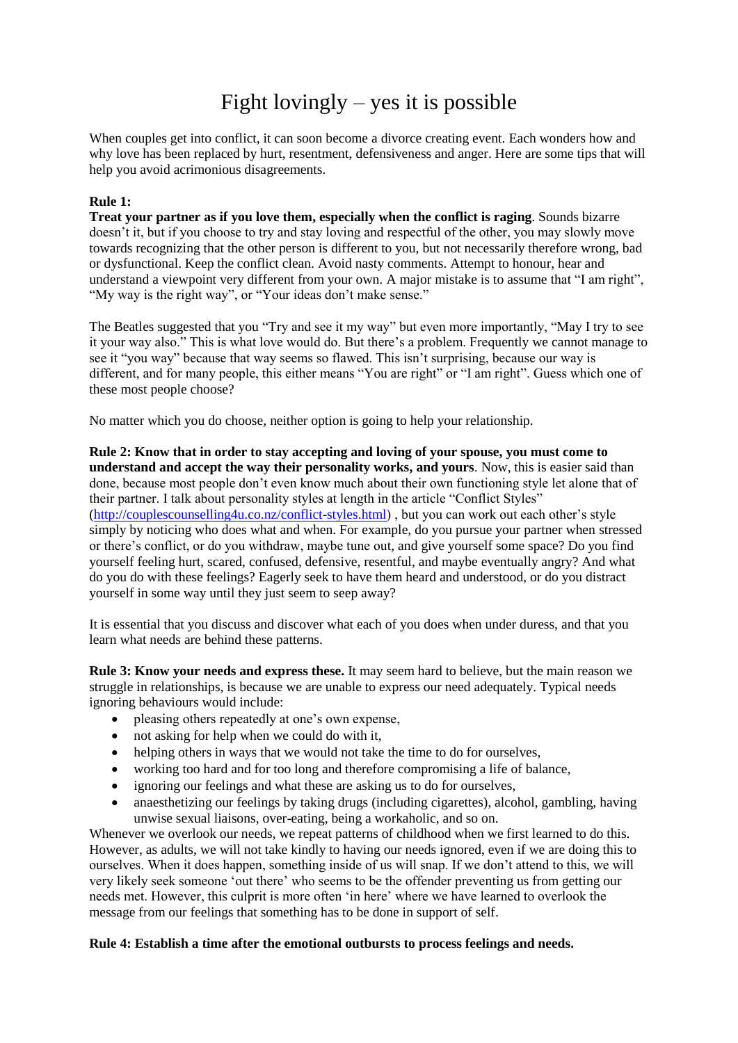# Fight lovingly – yes it is possible

When couples get into conflict, it can soon become a divorce creating event. Each wonders how and why love has been replaced by hurt, resentment, defensiveness and anger. Here are some tips that will help you avoid acrimonious disagreements.

**Rule 1:**
**Treat your partner as if you love them, especially when the conflict is raging**. Sounds bizarre doesn't it, but if you choose to try and stay loving and respectful of the other, you may slowly move towards recognizing that the other person is different to you, but not necessarily therefore wrong, bad or dysfunctional. Keep the conflict clean. Avoid nasty comments. Attempt to honour, hear and understand a viewpoint very different from your own. A major mistake is to assume that "I am right", "My way is the right way", or "Your ideas don't make sense."

The Beatles suggested that you "Try and see it my way" but even more importantly, "May I try to see it your way also." This is what love would do. But there's a problem. Frequently we cannot manage to see it "you way" because that way seems so flawed. This isn't surprising, because our way is different, and for many people, this either means "You are right" or "I am right". Guess which one of these most people choose?

No matter which you do choose, neither option is going to help your relationship.

**Rule 2: Know that in order to stay accepting and loving of your spouse, you must come to understand and accept the way their personality works, and yours**. Now, this is easier said than done, because most people don't even know much about their own functioning style let alone that of their partner. I talk about personality styles at length in the article "Conflict Styles" ([http://couplescounselling4u.co.nz/conflict-styles.html](http://couplescounselling4u.co.nz/conflict-styles.html)) , but you can work out each other's style simply by noticing who does what and when. For example, do you pursue your partner when stressed or there's conflict, or do you withdraw, maybe tune out, and give yourself some space? Do you find yourself feeling hurt, scared, confused, defensive, resentful, and maybe eventually angry? And what do you do with these feelings? Eagerly seek to have them heard and understood, or do you distract yourself in some way until they just seem to seep away?

It is essential that you discuss and discover what each of you does when under duress, and that you learn what needs are behind these patterns.

**Rule 3: Know your needs and express these.** It may seem hard to believe, but the main reason we struggle in relationships, is because we are unable to express our need adequately. Typical needs ignoring behaviours would include:

- pleasing others repeatedly at one's own expense,
- not asking for help when we could do with it,
- helping others in ways that we would not take the time to do for ourselves,
- working too hard and for too long and therefore compromising a life of balance,
- ignoring our feelings and what these are asking us to do for ourselves,
- anaesthetizing our feelings by taking drugs (including cigarettes), alcohol, gambling, having unwise sexual liaisons, over-eating, being a workaholic, and so on.

Whenever we overlook our needs, we repeat patterns of childhood when we first learned to do this. However, as adults, we will not take kindly to having our needs ignored, even if we are doing this to ourselves. When it does happen, something inside of us will snap. If we don't attend to this, we will very likely seek someone 'out there' who seems to be the offender preventing us from getting our needs met. However, this culprit is more often 'in here' where we have learned to overlook the message from our feelings that something has to be done in support of self.

**Rule 4: Establish a time after the emotional outbursts to process feelings and needs.**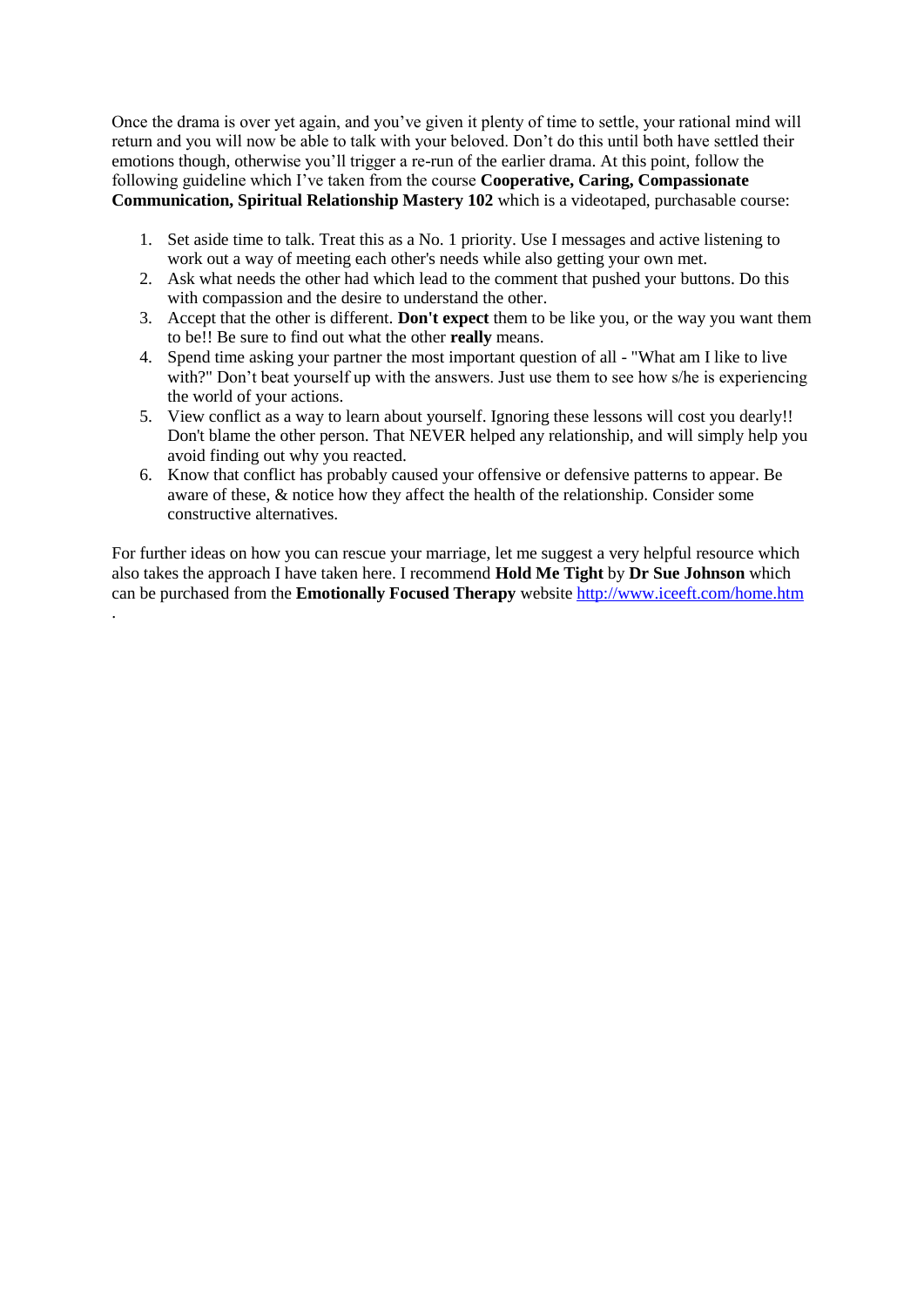Once the drama is over yet again, and you've given it plenty of time to settle, your rational mind will return and you will now be able to talk with your beloved. Don't do this until both have settled their emotions though, otherwise you'll trigger a re-run of the earlier drama. At this point, follow the following guideline which I've taken from the course **Cooperative, Caring, Compassionate Communication, Spiritual Relationship Mastery 102** which is a videotaped, purchasable course:

1. Set aside time to talk. Treat this as a No. 1 priority. Use I messages and active listening to work out a way of meeting each other's needs while also getting your own met.
2. Ask what needs the other had which lead to the comment that pushed your buttons. Do this with compassion and the desire to understand the other.
3. Accept that the other is different. **Don't expect** them to be like you, or the way you want them to be!! Be sure to find out what the other **really** means.
4. Spend time asking your partner the most important question of all - "What am I like to live with?" Don't beat yourself up with the answers. Just use them to see how s/he is experiencing the world of your actions.
5. View conflict as a way to learn about yourself. Ignoring these lessons will cost you dearly!! Don't blame the other person. That NEVER helped any relationship, and will simply help you avoid finding out why you reacted.
6. Know that conflict has probably caused your offensive or defensive patterns to appear. Be aware of these, & notice how they affect the health of the relationship. Consider some constructive alternatives.

For further ideas on how you can rescue your marriage, let me suggest a very helpful resource which also takes the approach I have taken here. I recommend **Hold Me Tight** by **Dr Sue Johnson** which can be purchased from the **Emotionally Focused Therapy** website [http://www.iceeft.com/home.htm](http://www.iceeft.com/home.htm) .